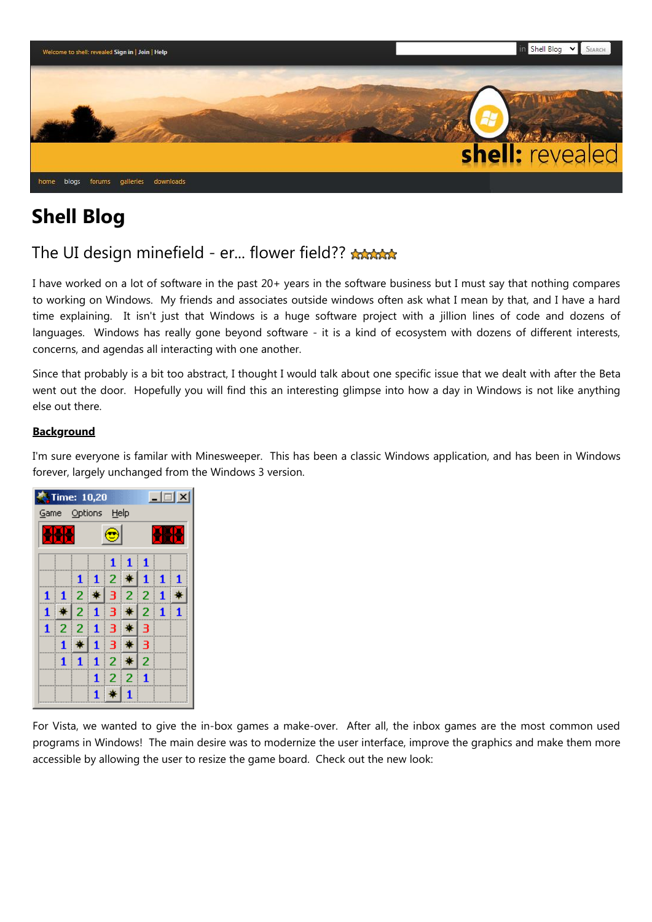Welcome to shell: revealed Sign in | Join | Help

home blogs forums galleries downloads

# Shell Blog

## The UI design minefield - er... flower field??

I have worked on a lot of software in the past 20+ years in the software business but I must say that nothing compares to working on Windows. My friends and associates outside windows often ask what I mean by that, and I have a hard time explaining. It isn't just that Windows is a huge software project with a jillion lines of code and dozens of languages. Windows has really gone beyond software - it is a kind of ecosystem with dozens of different interests, concerns, and agendas all interacting with one another.

Since that probably is a bit too abstract, I thought I would talk about one specific issue that we dealt with after the Beta went out the door. Hopefully you will find this an interesting glimpse into how a day in Windows is not like anything else out there.

**Background**

I'm sure everyone is familar with Minesweeper. This has been a classic Windows application, and has been in Windows forever, largely unchanged from the Windows 3 version.

For Vista, we wanted to give the in-box games a make-over. After all, the inbox games are the most common used programs in Windows! The main desire was to modernize the user interface, improve the graphics and make them more accessible by allowing the user to resize the game board. Check out the new look: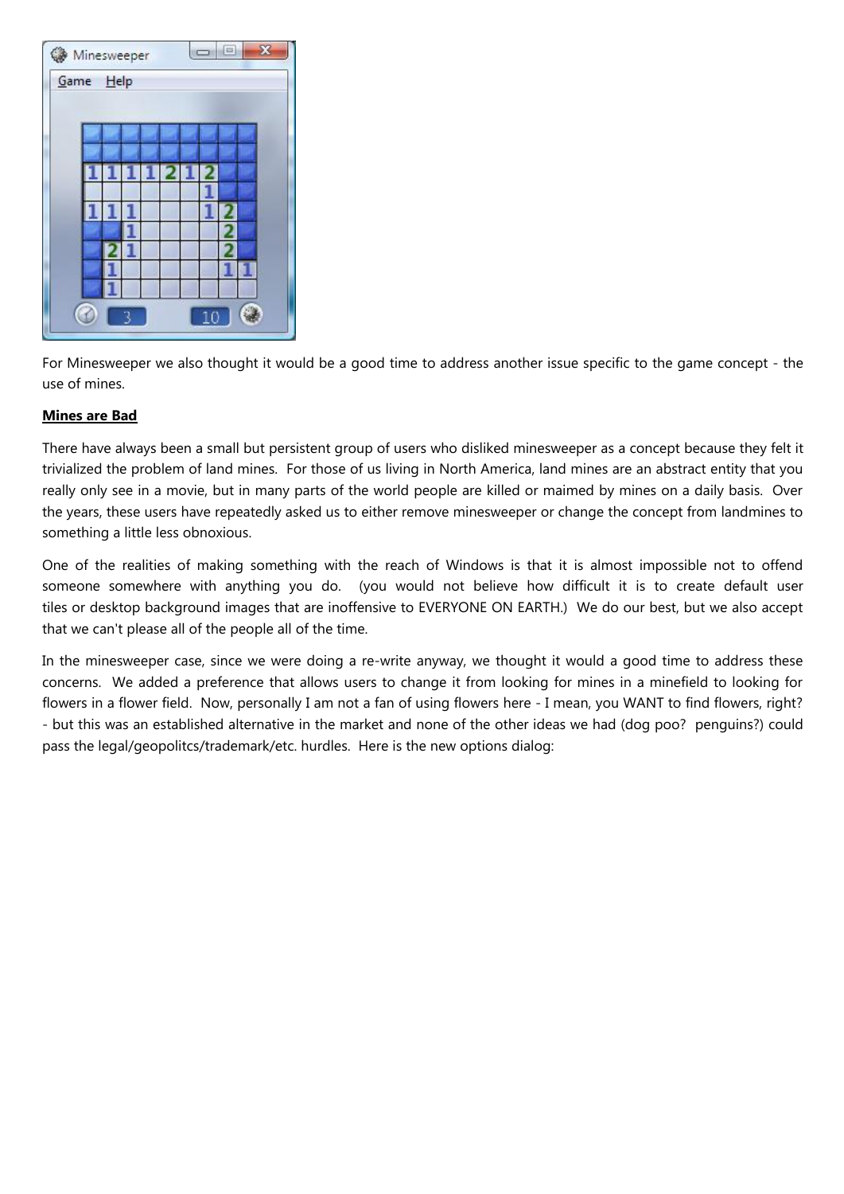For Minesweeper we also thought it would be a good time to address another issue specific to the game concept - the use of mines.

**Mines are Bad**

There have always been a small but persistent group of users who disliked minesweeper as a concept because they felt it trivialized the problem of land mines. For those of us living in North America, land mines are an abstract entity that you really only see in a movie, but in many parts of the world people are killed or maimed by mines on a daily basis. Over the years, these users have repeatedly asked us to either remove minesweeper or change the concept from landmines to something a little less obnoxious.

One of the realities of making something with the reach of Windows is that it is almost impossible not to offend someone somewhere with anything you do. (you would not believe how difficult it is to create default user tiles or desktop background images that are inoffensive to EVERYONE ON EARTH.) We do our best, but we also accept that we can't please all of the people all of the time.

In the minesweeper case, since we were doing a re-write anyway, we thought it would a good time to address these concerns. We added a preference that allows users to change it from looking for mines in a minefield to looking for flowers in a flower field. Now, personally I am not a fan of using flowers here - I mean, you WANT to find flowers, right? - but this was an established alternative in the market and none of the other ideas we had (dog poo? penguins?) could pass the legal/geopolitcs/trademark/etc. hurdles. Here is the new options dialog: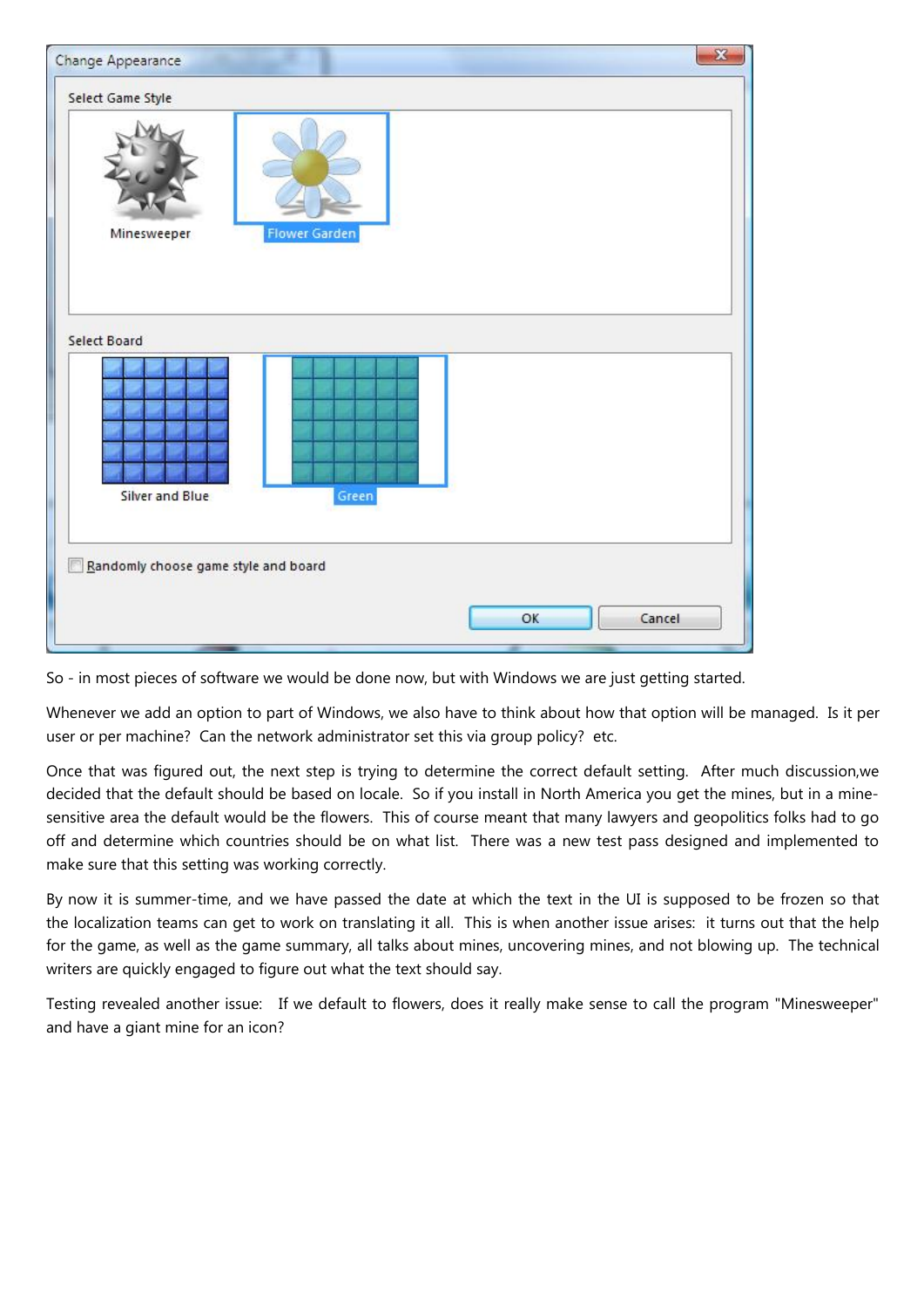So - in most pieces of software we would be done now, but with Windows we are just getting started.

Whenever we add an option to part of Windows, we also have to think about how that option will be managed. Is it per user or per machine? Can the network administrator set this via group policy? etc.

Once that was figured out, the next step is trying to determine the correct default setting. After much discussion,we decided that the default should be based on locale. So if you install in North America you get the mines, but in a mine-sensitive area the default would be the flowers. This of course meant that many lawyers and geopolitics folks had to go off and determine which countries should be on what list. There was a new test pass designed and implemented to make sure that this setting was working correctly.

By now it is summer-time, and we have passed the date at which the text in the UI is supposed to be frozen so that the localization teams can get to work on translating it all. This is when another issue arises: it turns out that the help for the game, as well as the game summary, all talks about mines, uncovering mines, and not blowing up. The technical writers are quickly engaged to figure out what the text should say.

Testing revealed another issue: If we default to flowers, does it really make sense to call the program "Minesweeper" and have a giant mine for an icon?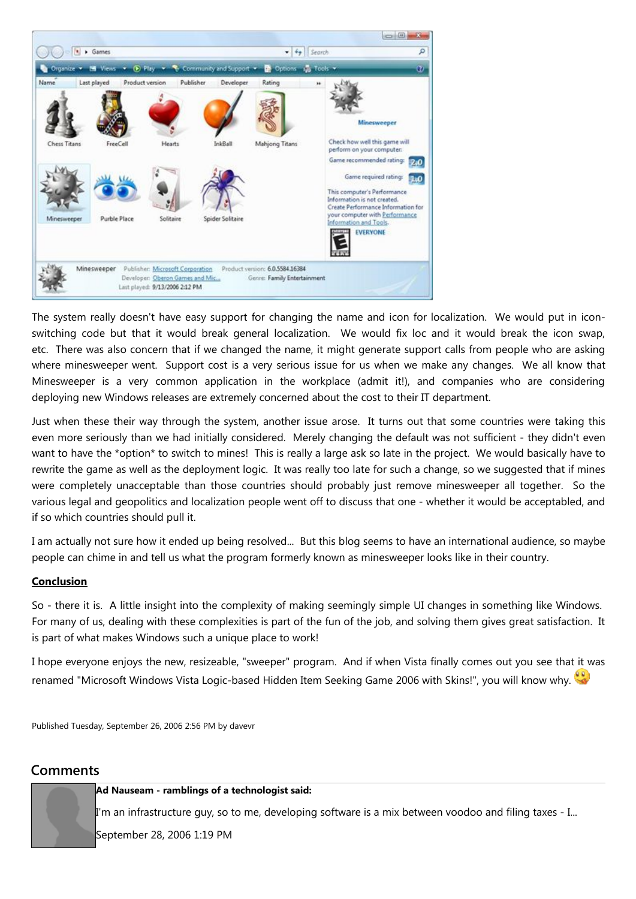The system really doesn't have easy support for changing the name and icon for localization. We would put in icon-switching code but that it would break general localization. We would fix loc and it would break the icon swap, etc. There was also concern that if we changed the name, it might generate support calls from people who are asking where minesweeper went. Support cost is a very serious issue for us when we make any changes. We all know that Minesweeper is a very common application in the workplace (admit it!), and companies who are considering deploying new Windows releases are extremely concerned about the cost to their IT department.

Just when these their way through the system, another issue arose. It turns out that some countries were taking this even more seriously than we had initially considered. Merely changing the default was not sufficient - they didn't even want to have the *option* to switch to mines! This is really a large ask so late in the project. We would basically have to rewrite the game as well as the deployment logic. It was really too late for such a change, so we suggested that if mines were completely unacceptable than those countries should probably just remove minesweeper all together. So the various legal and geopolitics and localization people went off to discuss that one - whether it would be acceptabled, and if so which countries should pull it.

I am actually not sure how it ended up being resolved... But this blog seems to have an international audience, so maybe people can chime in and tell us what the program formerly known as minesweeper looks like in their country.

**Conclusion**

So - there it is. A little insight into the complexity of making seemingly simple UI changes in something like Windows. For many of us, dealing with these complexities is part of the fun of the job, and solving them gives great satisfaction. It is part of what makes Windows such a unique place to work!

I hope everyone enjoys the new, resizeable, "sweeper" program. And if when Vista finally comes out you see that it was renamed "Microsoft Windows Vista Logic-based Hidden Item Seeking Game 2006 with Skins!", you will know why.

Published Tuesday, September 26, 2006 2:56 PM by davevr

## Comments

**Ad Nauseam - ramblings of a technologist said:**

I'm an infrastructure guy, so to me, developing software is a mix between voodoo and filing taxes - I...

September 28, 2006 1:19 PM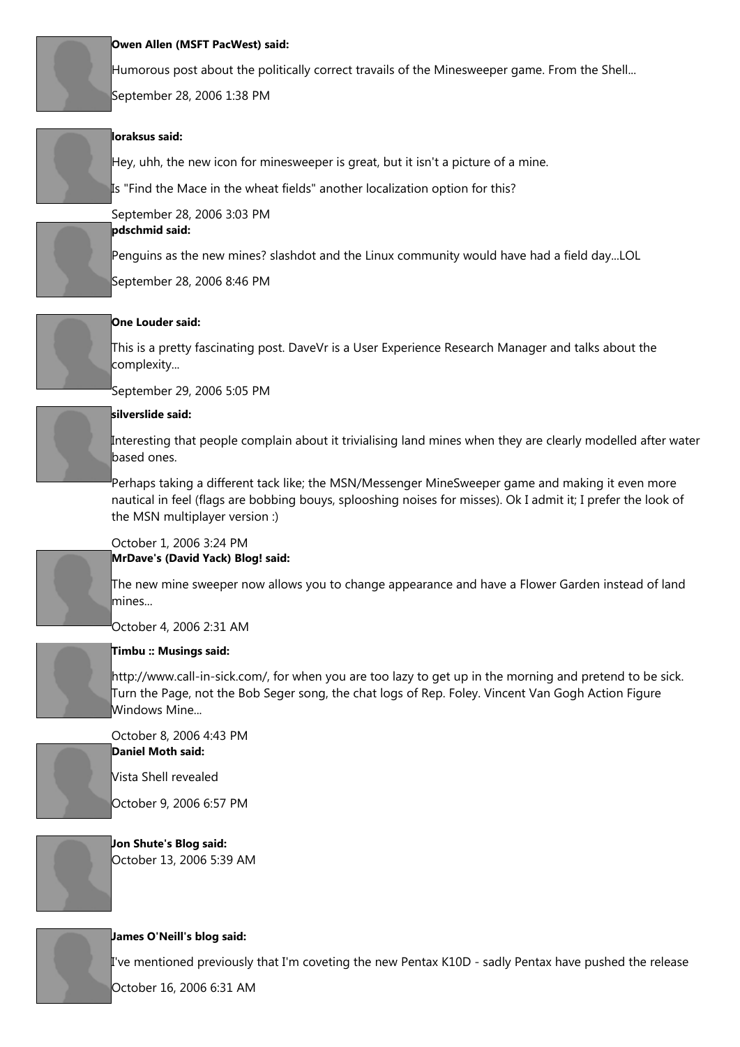**Owen Allen (MSFT PacWest) said:**

Humorous post about the politically correct travails of the Minesweeper game. From the Shell...

September 28, 2006 1:38 PM

**loraksus said:**

Hey, uhh, the new icon for minesweeper is great, but it isn't a picture of a mine.

Is "Find the Mace in the wheat fields" another localization option for this?

September 28, 2006 3:03 PM

**pdschmid said:**

Penguins as the new mines? slashdot and the Linux community would have had a field day...LOL

September 28, 2006 8:46 PM

**One Louder said:**

This is a pretty fascinating post. DaveVr is a User Experience Research Manager and talks about the complexity...

September 29, 2006 5:05 PM

**silverslide said:**

Interesting that people complain about it trivialising land mines when they are clearly modelled after water based ones.

Perhaps taking a different tack like; the MSN/Messenger MineSweeper game and making it even more nautical in feel (flags are bobbing bouys, splooshing noises for misses). Ok I admit it; I prefer the look of the MSN multiplayer version :)

October 1, 2006 3:24 PM

**MrDave's (David Yack) Blog! said:**

The new mine sweeper now allows you to change appearance and have a Flower Garden instead of land mines...

October 4, 2006 2:31 AM

**Timbu :: Musings said:**

http://www.call-in-sick.com/, for when you are too lazy to get up in the morning and pretend to be sick. Turn the Page, not the Bob Seger song, the chat logs of Rep. Foley. Vincent Van Gogh Action Figure Windows Mine...

October 8, 2006 4:43 PM

**Daniel Moth said:**

Vista Shell revealed

October 9, 2006 6:57 PM

**Jon Shute's Blog said:**

October 13, 2006 5:39 AM

**James O'Neill's blog said:**

I've mentioned previously that I'm coveting the new Pentax K10D - sadly Pentax have pushed the release

October 16, 2006 6:31 AM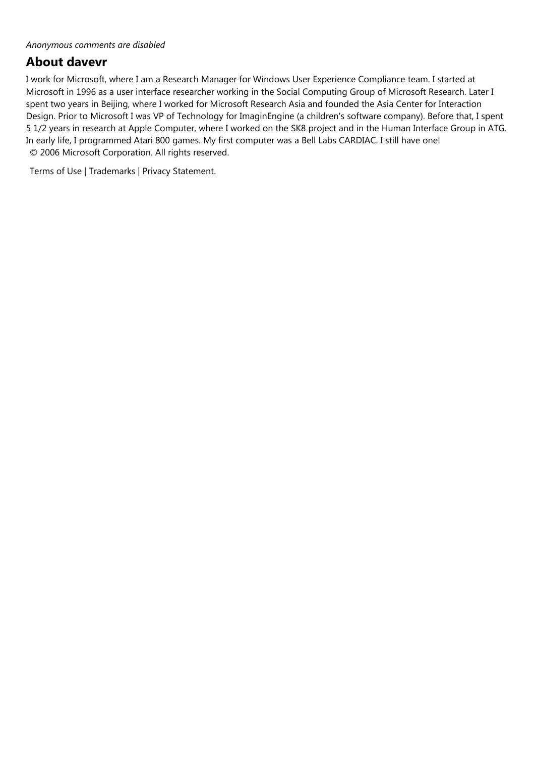*Anonymous comments are disabled*

## About davevr

I work for Microsoft, where I am a Research Manager for Windows User Experience Compliance team. I started at Microsoft in 1996 as a user interface researcher working in the Social Computing Group of Microsoft Research. Later I spent two years in Beijing, where I worked for Microsoft Research Asia and founded the Asia Center for Interaction Design. Prior to Microsoft I was VP of Technology for ImaginEngine (a children's software company). Before that, I spent 5 1/2 years in research at Apple Computer, where I worked on the SK8 project and in the Human Interface Group in ATG. In early life, I programmed Atari 800 games. My first computer was a Bell Labs CARDIAC. I still have one!

© 2006 Microsoft Corporation. All rights reserved.

Terms of Use | Trademarks | Privacy Statement.